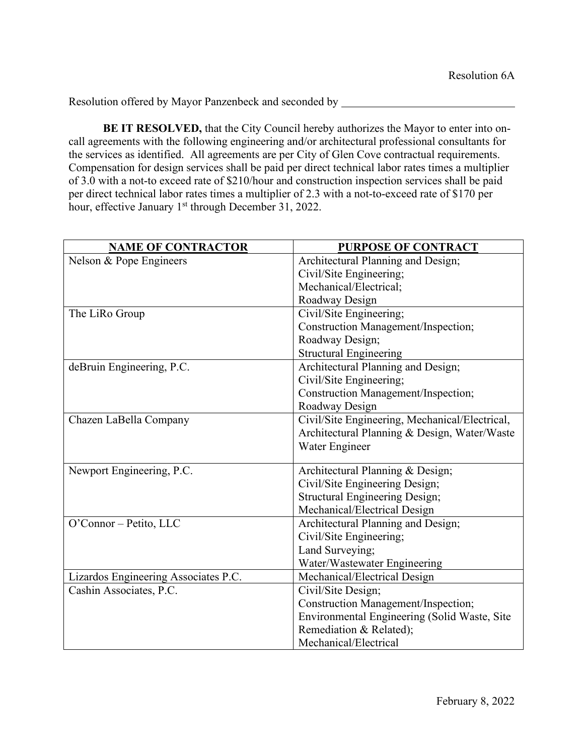Resolution 6A

Resolution offered by Mayor Panzenbeck and seconded by ______________________________

**BE IT RESOLVED,** that the City Council hereby authorizes the Mayor to enter into on-call agreements with the following engineering and/or architectural professional consultants for the services as identified. All agreements are per City of Glen Cove contractual requirements. Compensation for design services shall be paid per direct technical labor rates times a multiplier of 3.0 with a not-to exceed rate of $210/hour and construction inspection services shall be paid per direct technical labor rates times a multiplier of 2.3 with a not-to-exceed rate of $170 per hour, effective January 1st through December 31, 2022.

| NAME OF CONTRACTOR | PURPOSE OF CONTRACT |
|---|---|
| Nelson & Pope Engineers | Architectural Planning and Design;<br>Civil/Site Engineering;<br>Mechanical/Electrical;<br>Roadway Design |
| The LiRo Group | Civil/Site Engineering;<br>Construction Management/Inspection;<br>Roadway Design;<br>Structural Engineering |
| deBruin Engineering, P.C. | Architectural Planning and Design;<br>Civil/Site Engineering;<br>Construction Management/Inspection;<br>Roadway Design |
| Chazen LaBella Company | Civil/Site Engineering, Mechanical/Electrical, Architectural Planning & Design, Water/Waste Water Engineer |
| Newport Engineering, P.C. | Architectural Planning & Design;<br>Civil/Site Engineering Design;<br>Structural Engineering Design;<br>Mechanical/Electrical Design |
| O'Connor – Petito, LLC | Architectural Planning and Design;<br>Civil/Site Engineering;<br>Land Surveying;<br>Water/Wastewater Engineering |
| Lizardos Engineering Associates P.C. | Mechanical/Electrical Design |
| Cashin Associates, P.C. | Civil/Site Design;<br>Construction Management/Inspection;<br>Environmental Engineering (Solid Waste, Site Remediation & Related);<br>Mechanical/Electrical |

February 8, 2022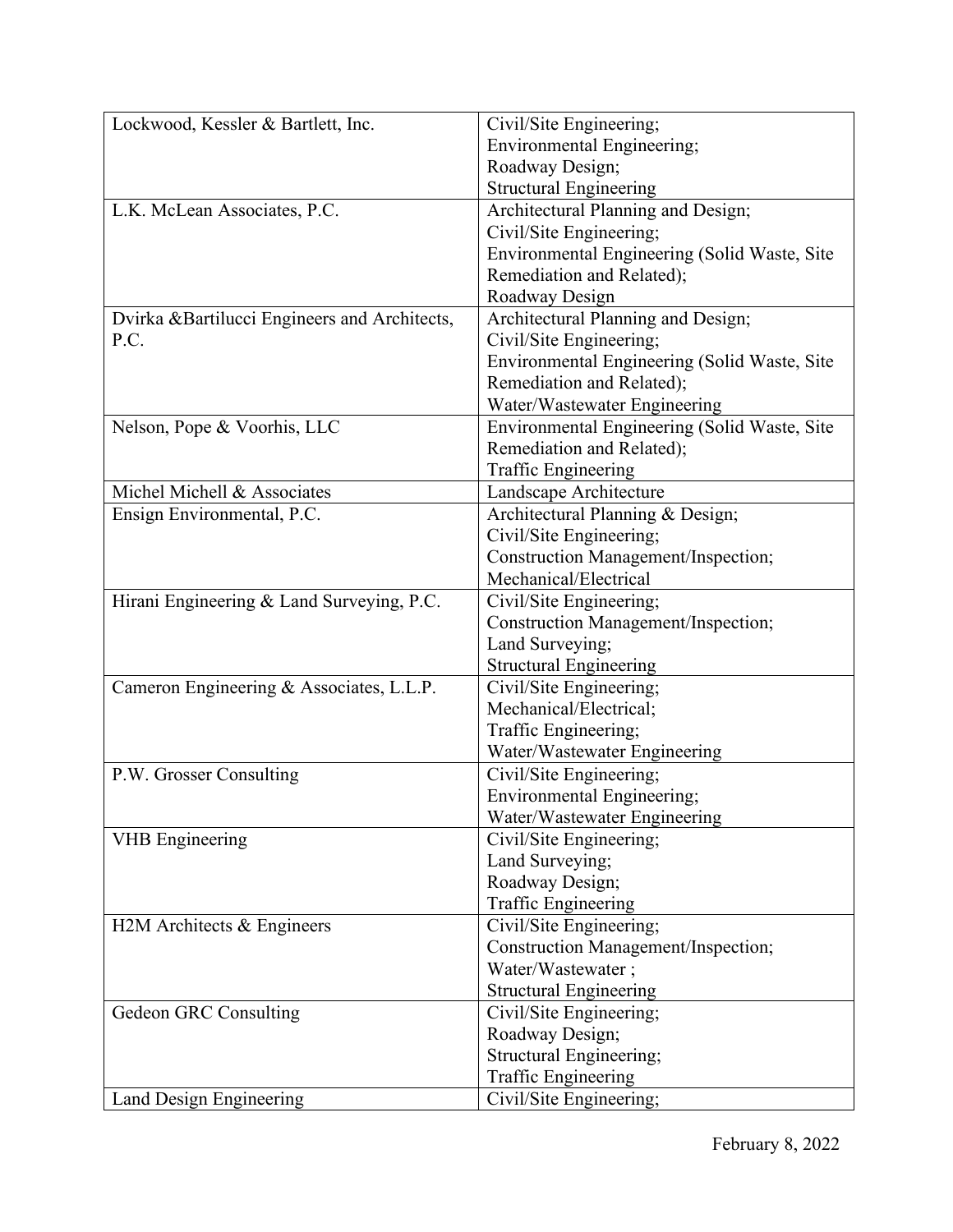| | |
|---|---|
| Lockwood, Kessler & Bartlett, Inc. | Civil/Site Engineering;<br>Environmental Engineering;<br>Roadway Design;<br>Structural Engineering |
| L.K. McLean Associates, P.C. | Architectural Planning and Design;<br>Civil/Site Engineering;<br>Environmental Engineering (Solid Waste, Site Remediation and Related);<br>Roadway Design |
| Dvirka &Bartilucci Engineers and Architects, P.C. | Architectural Planning and Design;<br>Civil/Site Engineering;<br>Environmental Engineering (Solid Waste, Site Remediation and Related);<br>Water/Wastewater Engineering |
| Nelson, Pope & Voorhis, LLC | Environmental Engineering (Solid Waste, Site Remediation and Related);<br>Traffic Engineering |
| Michel Michell & Associates | Landscape Architecture |
| Ensign Environmental, P.C. | Architectural Planning & Design;<br>Civil/Site Engineering;<br>Construction Management/Inspection;<br>Mechanical/Electrical |
| Hirani Engineering & Land Surveying, P.C. | Civil/Site Engineering;<br>Construction Management/Inspection;<br>Land Surveying;<br>Structural Engineering |
| Cameron Engineering & Associates, L.L.P. | Civil/Site Engineering;<br>Mechanical/Electrical;<br>Traffic Engineering;<br>Water/Wastewater Engineering |
| P.W. Grosser Consulting | Civil/Site Engineering;<br>Environmental Engineering;<br>Water/Wastewater Engineering |
| VHB Engineering | Civil/Site Engineering;<br>Land Surveying;<br>Roadway Design;<br>Traffic Engineering |
| H2M Architects & Engineers | Civil/Site Engineering;<br>Construction Management/Inspection;<br>Water/Wastewater ;<br>Structural Engineering |
| Gedeon GRC Consulting | Civil/Site Engineering;<br>Roadway Design;<br>Structural Engineering;<br>Traffic Engineering |
| Land Design Engineering | Civil/Site Engineering; |

February 8, 2022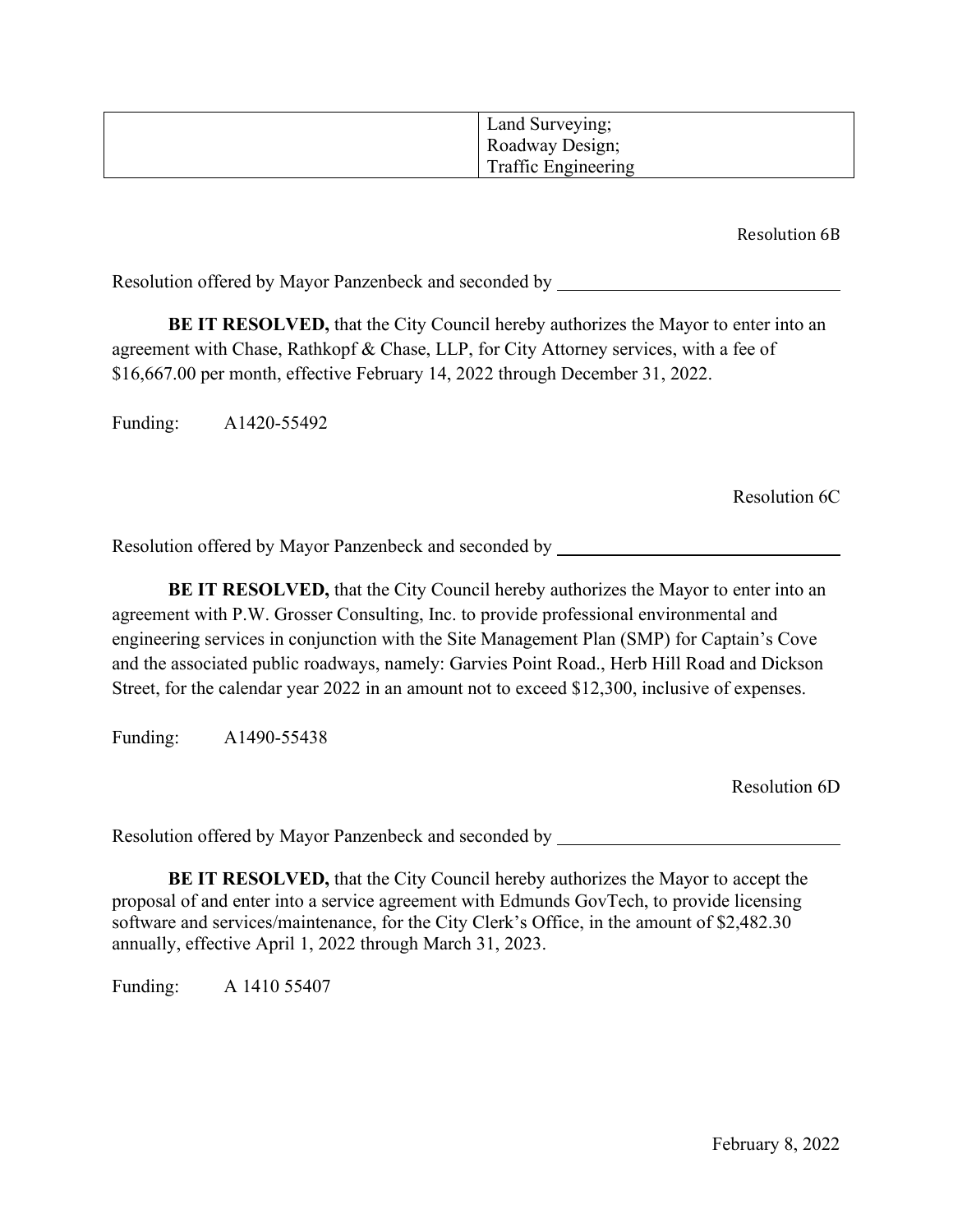| | Land Surveying;<br>Roadway Design;<br>Traffic Engineering |
|---|---|

Resolution 6B

Resolution offered by Mayor Panzenbeck and seconded by ______________________________

**BE IT RESOLVED,** that the City Council hereby authorizes the Mayor to enter into an agreement with Chase, Rathkopf & Chase, LLP, for City Attorney services, with a fee of $16,667.00 per month, effective February 14, 2022 through December 31, 2022.

Funding: A1420-55492

Resolution 6C

Resolution offered by Mayor Panzenbeck and seconded by ______________________________

**BE IT RESOLVED,** that the City Council hereby authorizes the Mayor to enter into an agreement with P.W. Grosser Consulting, Inc. to provide professional environmental and engineering services in conjunction with the Site Management Plan (SMP) for Captain's Cove and the associated public roadways, namely: Garvies Point Road., Herb Hill Road and Dickson Street, for the calendar year 2022 in an amount not to exceed $12,300, inclusive of expenses.

Funding: A1490-55438

Resolution 6D

Resolution offered by Mayor Panzenbeck and seconded by ______________________________

**BE IT RESOLVED,** that the City Council hereby authorizes the Mayor to accept the proposal of and enter into a service agreement with Edmunds GovTech, to provide licensing software and services/maintenance, for the City Clerk's Office, in the amount of $2,482.30 annually, effective April 1, 2022 through March 31, 2023.

Funding: A 1410 55407

February 8, 2022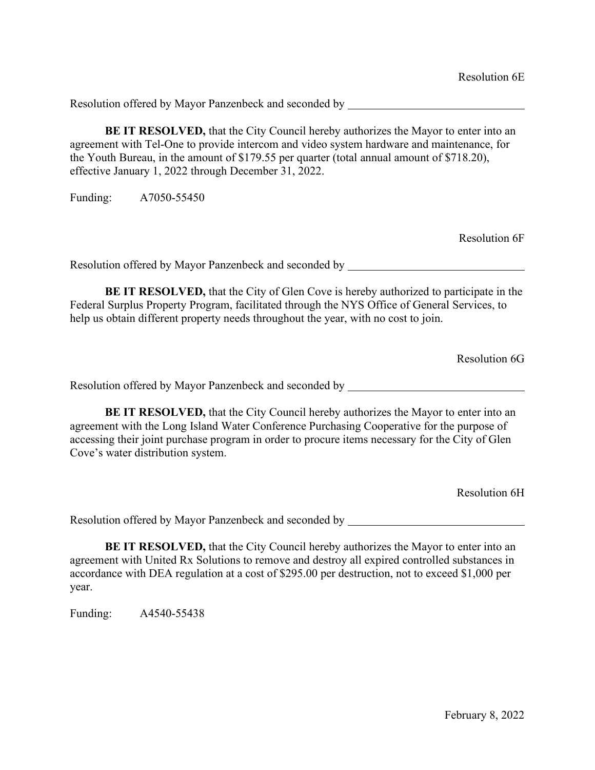Resolution 6E

Resolution offered by Mayor Panzenbeck and seconded by ______________________________

**BE IT RESOLVED,** that the City Council hereby authorizes the Mayor to enter into an agreement with Tel-One to provide intercom and video system hardware and maintenance, for the Youth Bureau, in the amount of $179.55 per quarter (total annual amount of $718.20), effective January 1, 2022 through December 31, 2022.

Funding: A7050-55450

Resolution 6F

Resolution offered by Mayor Panzenbeck and seconded by ______________________________

**BE IT RESOLVED,** that the City of Glen Cove is hereby authorized to participate in the Federal Surplus Property Program, facilitated through the NYS Office of General Services, to help us obtain different property needs throughout the year, with no cost to join.

Resolution 6G

Resolution offered by Mayor Panzenbeck and seconded by ______________________________

**BE IT RESOLVED,** that the City Council hereby authorizes the Mayor to enter into an agreement with the Long Island Water Conference Purchasing Cooperative for the purpose of accessing their joint purchase program in order to procure items necessary for the City of Glen Cove's water distribution system.

Resolution 6H

Resolution offered by Mayor Panzenbeck and seconded by ______________________________

**BE IT RESOLVED,** that the City Council hereby authorizes the Mayor to enter into an agreement with United Rx Solutions to remove and destroy all expired controlled substances in accordance with DEA regulation at a cost of $295.00 per destruction, not to exceed $1,000 per year.

Funding: A4540-55438

February 8, 2022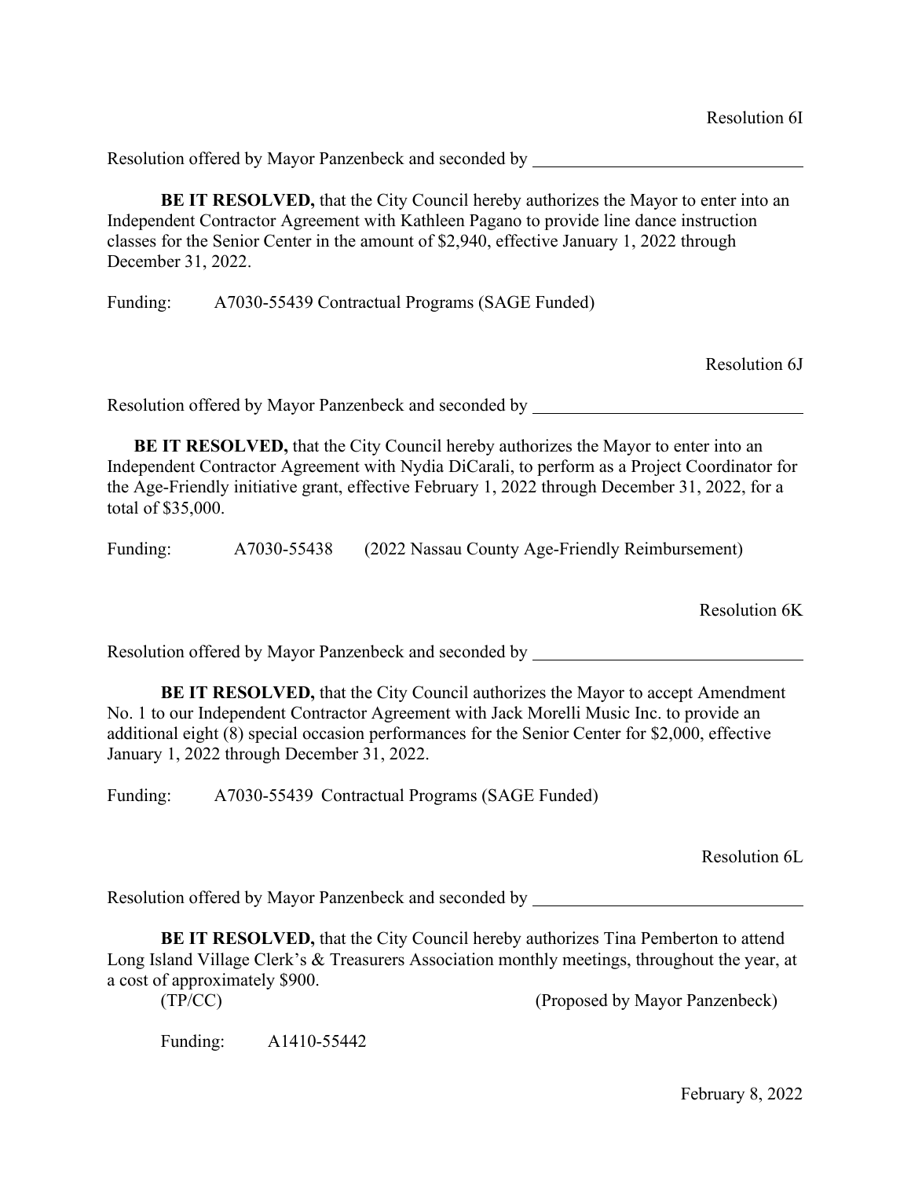Resolution 6I

Resolution offered by Mayor Panzenbeck and seconded by ______________________________

**BE IT RESOLVED,** that the City Council hereby authorizes the Mayor to enter into an Independent Contractor Agreement with Kathleen Pagano to provide line dance instruction classes for the Senior Center in the amount of $2,940, effective January 1, 2022 through December 31, 2022.

Funding: A7030-55439 Contractual Programs (SAGE Funded)

Resolution 6J

Resolution offered by Mayor Panzenbeck and seconded by ______________________________

**BE IT RESOLVED,** that the City Council hereby authorizes the Mayor to enter into an Independent Contractor Agreement with Nydia DiCarali, to perform as a Project Coordinator for the Age-Friendly initiative grant, effective February 1, 2022 through December 31, 2022, for a total of $35,000.

Funding: A7030-55438 (2022 Nassau County Age-Friendly Reimbursement)

Resolution 6K

Resolution offered by Mayor Panzenbeck and seconded by ______________________________

**BE IT RESOLVED,** that the City Council authorizes the Mayor to accept Amendment No. 1 to our Independent Contractor Agreement with Jack Morelli Music Inc. to provide an additional eight (8) special occasion performances for the Senior Center for $2,000, effective January 1, 2022 through December 31, 2022.

Funding: A7030-55439 Contractual Programs (SAGE Funded)

Resolution 6L

Resolution offered by Mayor Panzenbeck and seconded by ______________________________

**BE IT RESOLVED,** that the City Council hereby authorizes Tina Pemberton to attend Long Island Village Clerk's & Treasurers Association monthly meetings, throughout the year, at a cost of approximately $900.

(TP/CC) (Proposed by Mayor Panzenbeck)

Funding: A1410-55442

February 8, 2022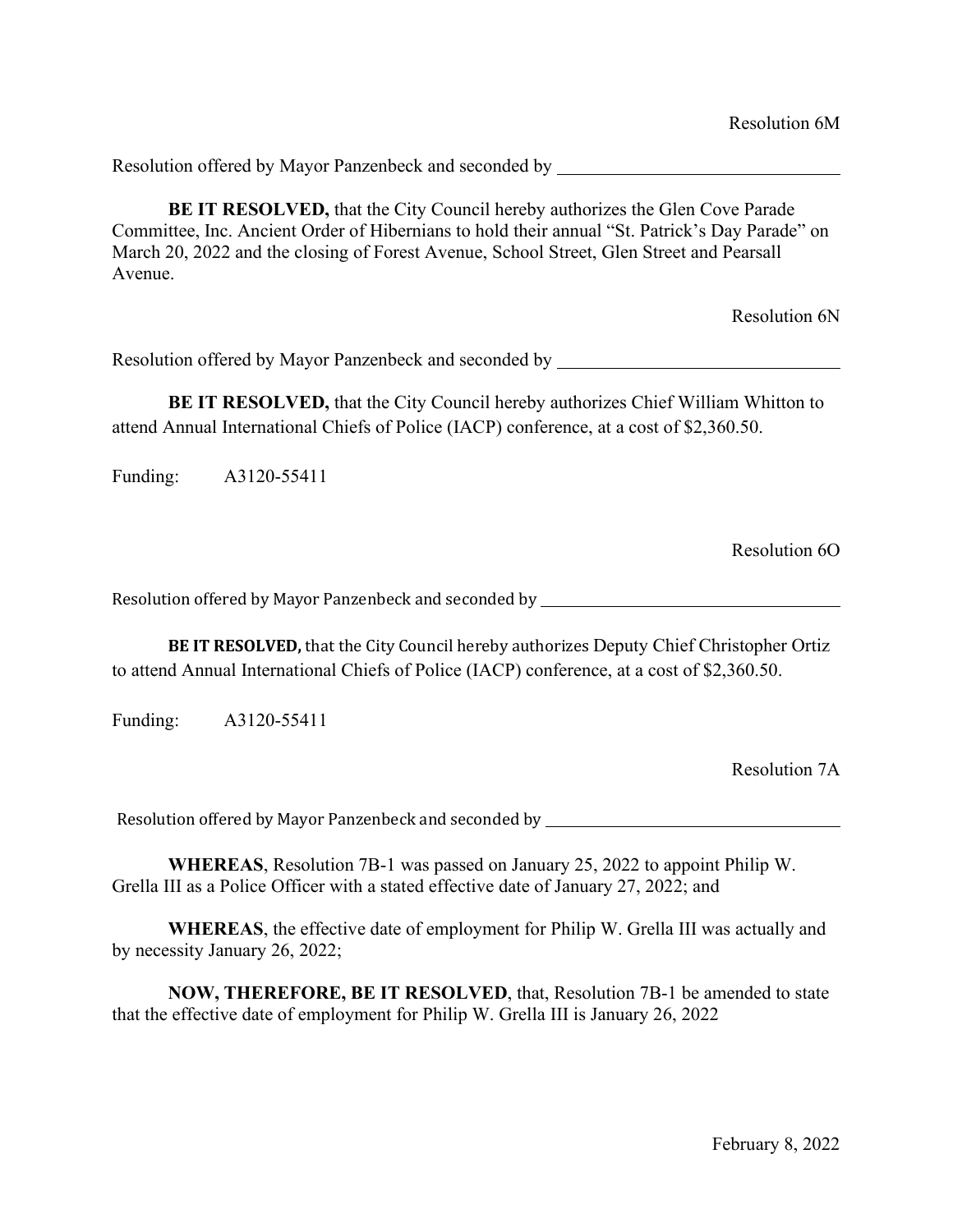Resolution 6M

Resolution offered by Mayor Panzenbeck and seconded by ______________________________

**BE IT RESOLVED,** that the City Council hereby authorizes the Glen Cove Parade Committee, Inc. Ancient Order of Hibernians to hold their annual "St. Patrick's Day Parade" on March 20, 2022 and the closing of Forest Avenue, School Street, Glen Street and Pearsall Avenue.

Resolution 6N

Resolution offered by Mayor Panzenbeck and seconded by ______________________________

**BE IT RESOLVED,** that the City Council hereby authorizes Chief William Whitton to attend Annual International Chiefs of Police (IACP) conference, at a cost of $2,360.50.

Funding: A3120-55411

Resolution 6O

Resolution offered by Mayor Panzenbeck and seconded by ______________________________

**BE IT RESOLVED,** that the City Council hereby authorizes Deputy Chief Christopher Ortiz to attend Annual International Chiefs of Police (IACP) conference, at a cost of $2,360.50.

Funding: A3120-55411

Resolution 7A

Resolution offered by Mayor Panzenbeck and seconded by ______________________________

**WHEREAS**, Resolution 7B-1 was passed on January 25, 2022 to appoint Philip W. Grella III as a Police Officer with a stated effective date of January 27, 2022; and

**WHEREAS**, the effective date of employment for Philip W. Grella III was actually and by necessity January 26, 2022;

**NOW, THEREFORE, BE IT RESOLVED**, that, Resolution 7B-1 be amended to state that the effective date of employment for Philip W. Grella III is January 26, 2022

February 8, 2022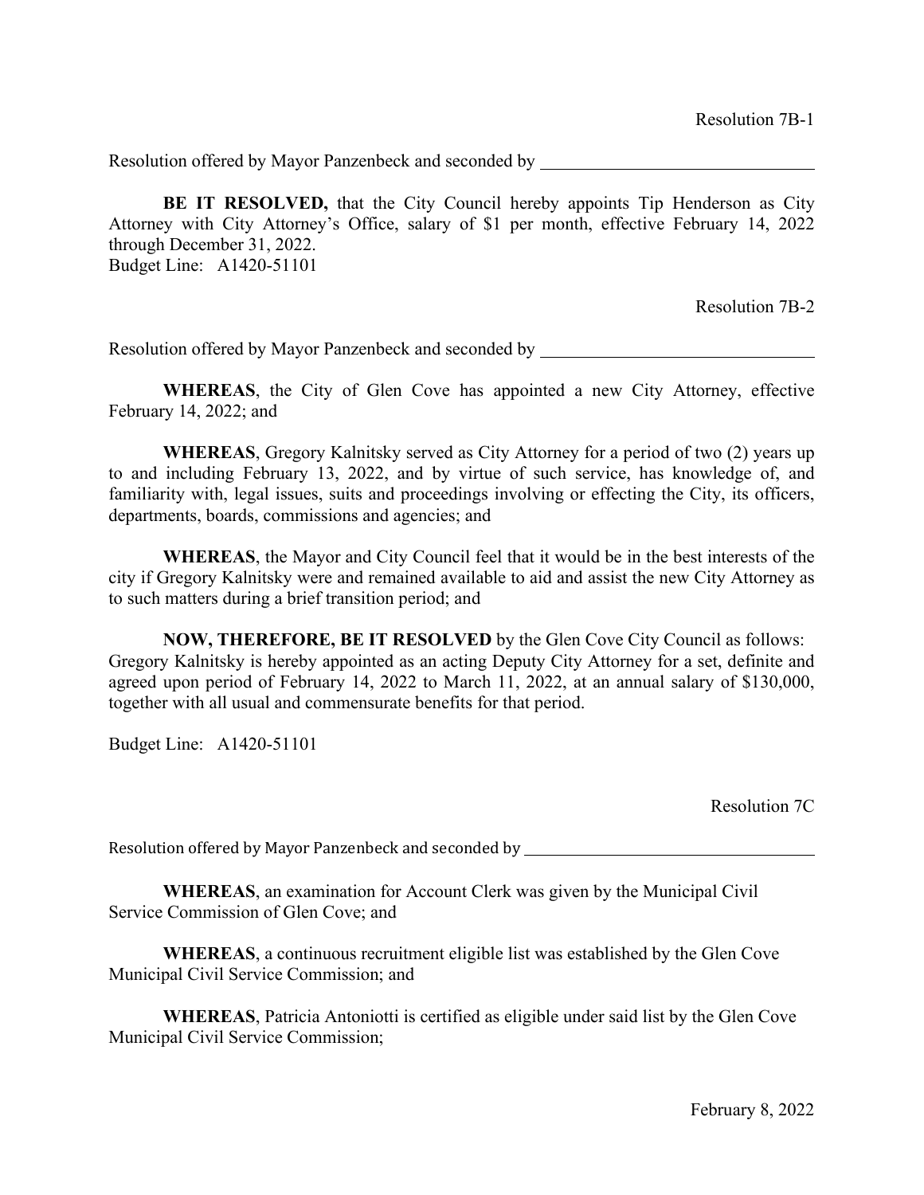Resolution 7B-1

Resolution offered by Mayor Panzenbeck and seconded by \_\_\_\_\_\_\_\_\_\_\_\_\_\_\_\_\_\_\_\_\_\_\_\_\_\_\_\_\_\_

**BE IT RESOLVED,** that the City Council hereby appoints Tip Henderson as City Attorney with City Attorney's Office, salary of $1 per month, effective February 14, 2022 through December 31, 2022.
Budget Line: A1420-51101

Resolution 7B-2

Resolution offered by Mayor Panzenbeck and seconded by \_\_\_\_\_\_\_\_\_\_\_\_\_\_\_\_\_\_\_\_\_\_\_\_\_\_\_\_\_\_

**WHEREAS**, the City of Glen Cove has appointed a new City Attorney, effective February 14, 2022; and

**WHEREAS**, Gregory Kalnitsky served as City Attorney for a period of two (2) years up to and including February 13, 2022, and by virtue of such service, has knowledge of, and familiarity with, legal issues, suits and proceedings involving or effecting the City, its officers, departments, boards, commissions and agencies; and

**WHEREAS**, the Mayor and City Council feel that it would be in the best interests of the city if Gregory Kalnitsky were and remained available to aid and assist the new City Attorney as to such matters during a brief transition period; and

**NOW, THEREFORE, BE IT RESOLVED** by the Glen Cove City Council as follows:
Gregory Kalnitsky is hereby appointed as an acting Deputy City Attorney for a set, definite and agreed upon period of February 14, 2022 to March 11, 2022, at an annual salary of $130,000, together with all usual and commensurate benefits for that period.

Budget Line: A1420-51101

Resolution 7C

Resolution offered by Mayor Panzenbeck and seconded by \_\_\_\_\_\_\_\_\_\_\_\_\_\_\_\_\_\_\_\_\_\_\_\_\_\_\_\_\_\_

**WHEREAS**, an examination for Account Clerk was given by the Municipal Civil Service Commission of Glen Cove; and

**WHEREAS**, a continuous recruitment eligible list was established by the Glen Cove Municipal Civil Service Commission; and

**WHEREAS**, Patricia Antoniotti is certified as eligible under said list by the Glen Cove Municipal Civil Service Commission;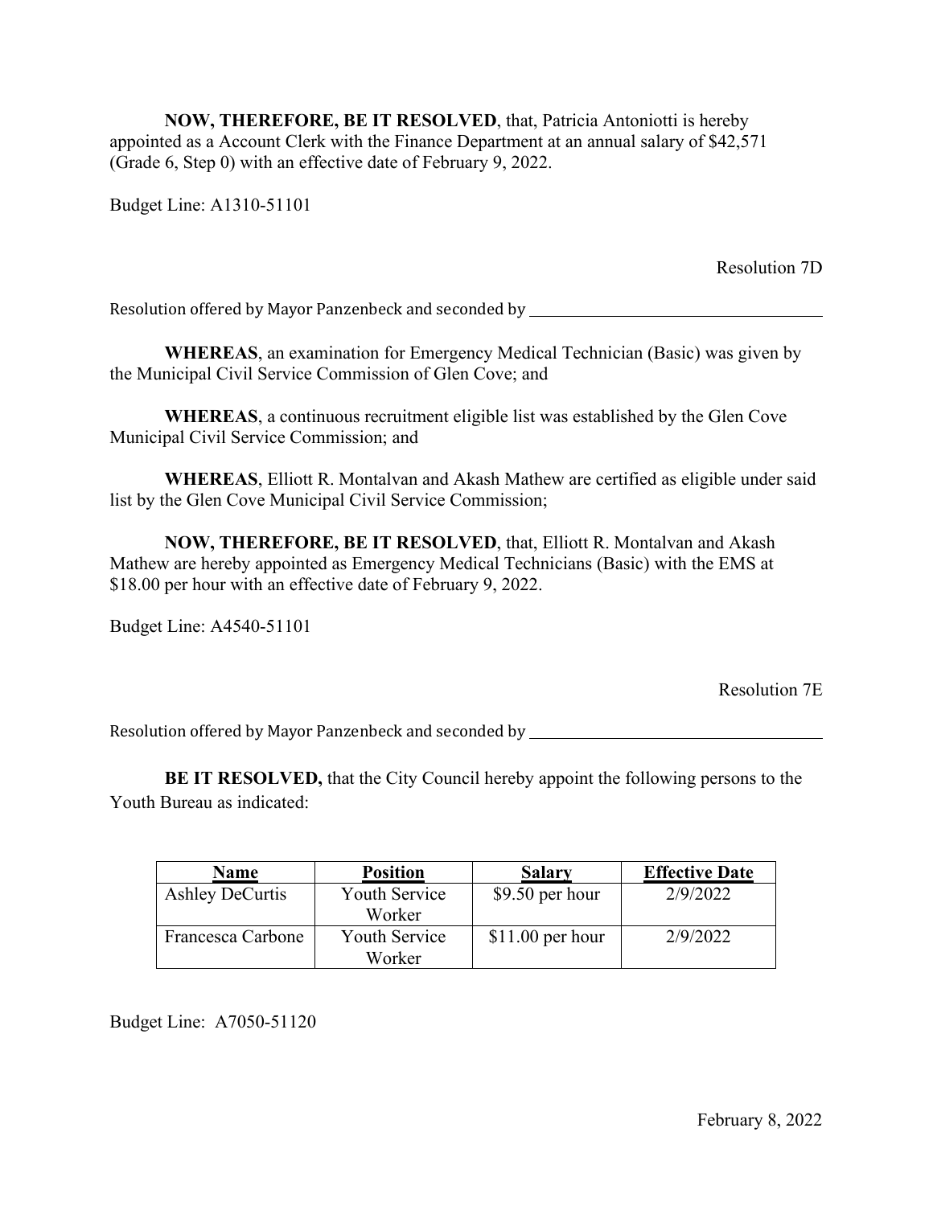**NOW, THEREFORE, BE IT RESOLVED**, that, Patricia Antoniotti is hereby appointed as a Account Clerk with the Finance Department at an annual salary of $42,571 (Grade 6, Step 0) with an effective date of February 9, 2022.

Budget Line: A1310-51101

Resolution 7D

Resolution offered by Mayor Panzenbeck and seconded by ___________________________________

**WHEREAS**, an examination for Emergency Medical Technician (Basic) was given by the Municipal Civil Service Commission of Glen Cove; and

**WHEREAS**, a continuous recruitment eligible list was established by the Glen Cove Municipal Civil Service Commission; and

**WHEREAS**, Elliott R. Montalvan and Akash Mathew are certified as eligible under said list by the Glen Cove Municipal Civil Service Commission;

**NOW, THEREFORE, BE IT RESOLVED**, that, Elliott R. Montalvan and Akash Mathew are hereby appointed as Emergency Medical Technicians (Basic) with the EMS at $18.00 per hour with an effective date of February 9, 2022.

Budget Line: A4540-51101

Resolution 7E

Resolution offered by Mayor Panzenbeck and seconded by ___________________________________

**BE IT RESOLVED,** that the City Council hereby appoint the following persons to the Youth Bureau as indicated:

| Name | Position | Salary | Effective Date |
|---|---|---|---|
| Ashley DeCurtis | Youth Service Worker | $9.50 per hour | 2/9/2022 |
| Francesca Carbone | Youth Service Worker | $11.00 per hour | 2/9/2022 |

Budget Line: A7050-51120

February 8, 2022